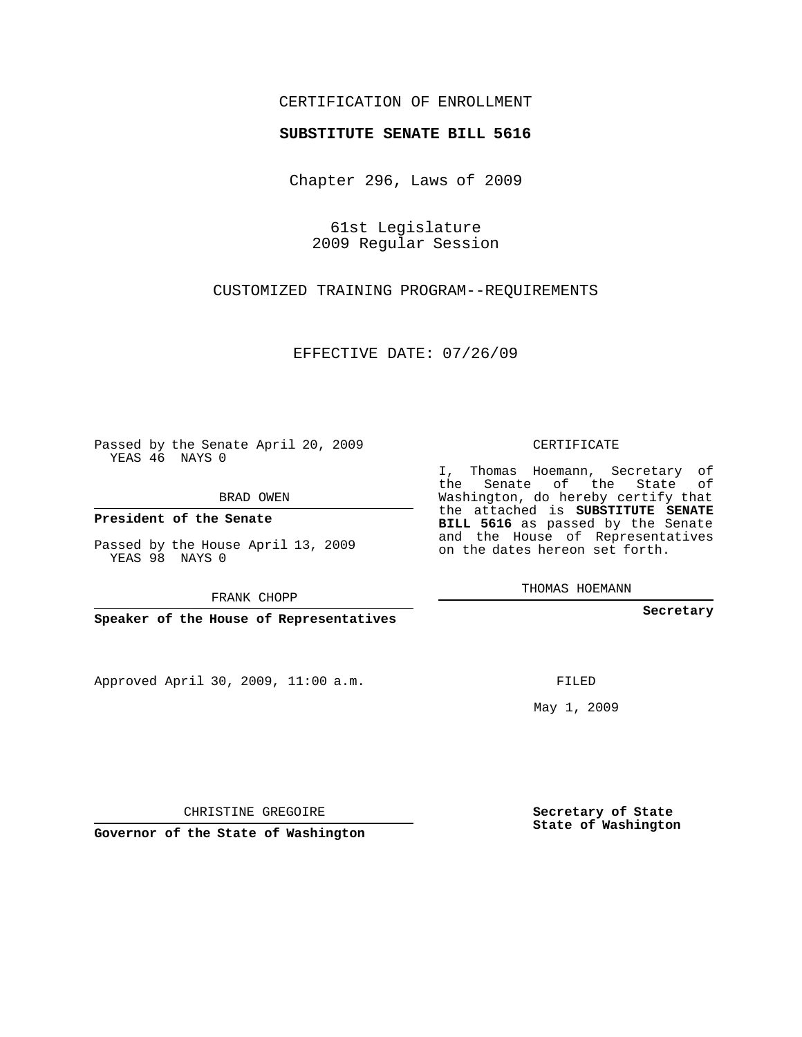CERTIFICATION OF ENROLLMENT

**SUBSTITUTE SENATE BILL 5616**

Chapter 296, Laws of 2009

61st Legislature
2009 Regular Session

CUSTOMIZED TRAINING PROGRAM--REQUIREMENTS

EFFECTIVE DATE: 07/26/09

Passed by the Senate April 20, 2009
YEAS 46 NAYS 0

BRAD OWEN

**President of the Senate**

Passed by the House April 13, 2009
YEAS 98 NAYS 0

FRANK CHOPP

**Speaker of the House of Representatives**

Approved April 30, 2009, 11:00 a.m.

CHRISTINE GREGOIRE

**Governor of the State of Washington**

CERTIFICATE

I, Thomas Hoemann, Secretary of the Senate of the State of Washington, do hereby certify that the attached is **SUBSTITUTE SENATE BILL 5616** as passed by the Senate and the House of Representatives on the dates hereon set forth.

THOMAS HOEMANN

**Secretary**

FILED

May 1, 2009

**Secretary of State**
**State of Washington**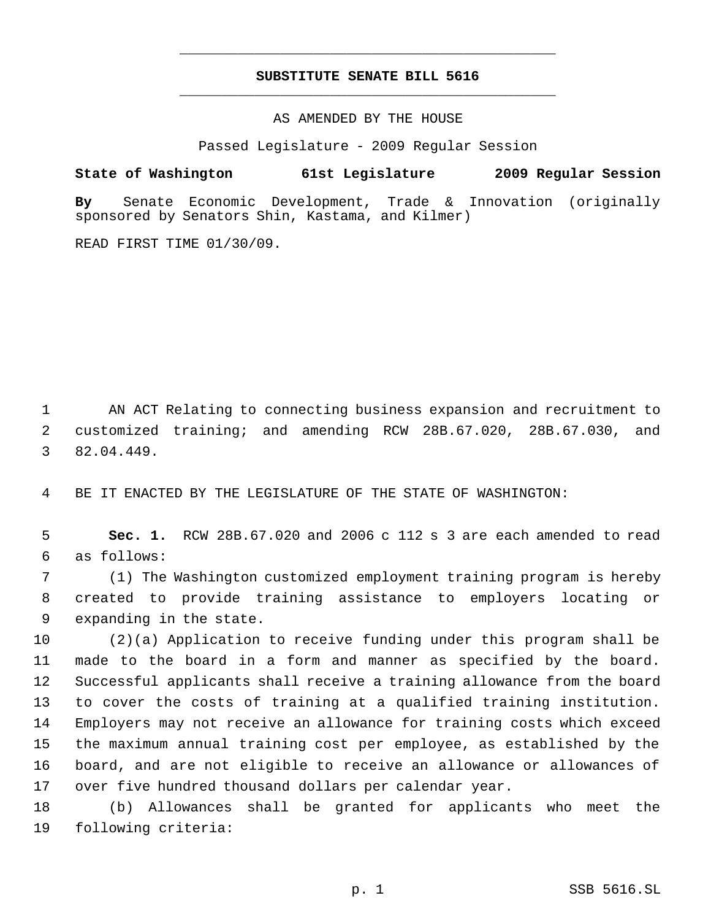# SUBSTITUTE SENATE BILL 5616

AS AMENDED BY THE HOUSE

Passed Legislature - 2009 Regular Session

**State of Washington 61st Legislature 2009 Regular Session**

**By** Senate Economic Development, Trade & Innovation (originally sponsored by Senators Shin, Kastama, and Kilmer)

READ FIRST TIME 01/30/09.

AN ACT Relating to connecting business expansion and recruitment to customized training; and amending RCW 28B.67.020, 28B.67.030, and 82.04.449.

BE IT ENACTED BY THE LEGISLATURE OF THE STATE OF WASHINGTON:

**Sec. 1.** RCW 28B.67.020 and 2006 c 112 s 3 are each amended to read as follows:

(1) The Washington customized employment training program is hereby created to provide training assistance to employers locating or expanding in the state.

(2)(a) Application to receive funding under this program shall be made to the board in a form and manner as specified by the board. Successful applicants shall receive a training allowance from the board to cover the costs of training at a qualified training institution. Employers may not receive an allowance for training costs which exceed the maximum annual training cost per employee, as established by the board, and are not eligible to receive an allowance or allowances of over five hundred thousand dollars per calendar year.

(b) Allowances shall be granted for applicants who meet the following criteria: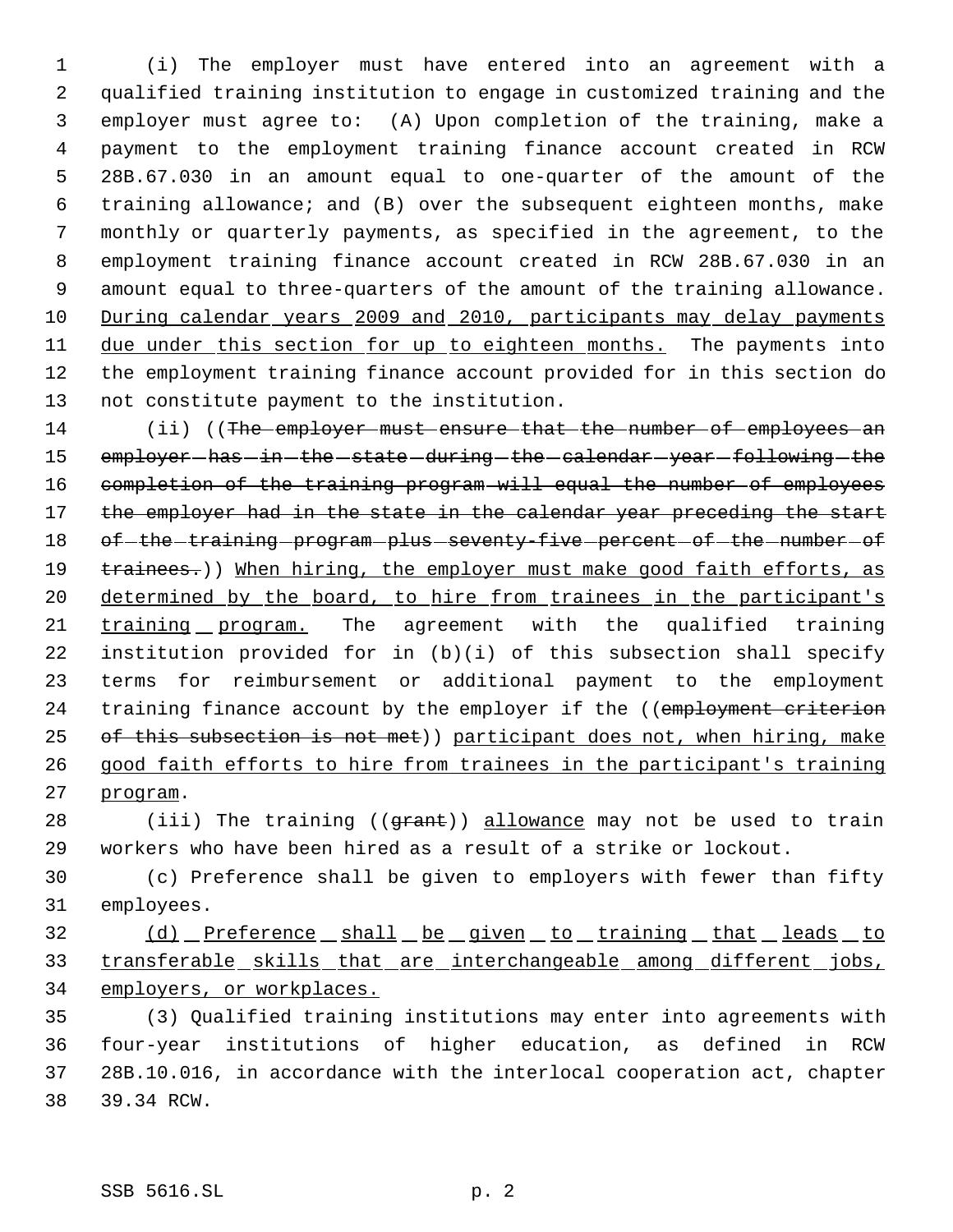(i) The employer must have entered into an agreement with a qualified training institution to engage in customized training and the employer must agree to: (A) Upon completion of the training, make a payment to the employment training finance account created in RCW 28B.67.030 in an amount equal to one-quarter of the amount of the training allowance; and (B) over the subsequent eighteen months, make monthly or quarterly payments, as specified in the agreement, to the employment training finance account created in RCW 28B.67.030 in an amount equal to three-quarters of the amount of the training allowance. During calendar years 2009 and 2010, participants may delay payments due under this section for up to eighteen months. The payments into the employment training finance account provided for in this section do not constitute payment to the institution.

(ii) ((~~The employer must ensure that the number of employees an employer has in the state during the calendar year following the completion of the training program will equal the number of employees the employer had in the state in the calendar year preceding the start of the training program plus seventy-five percent of the number of trainees.~~)) When hiring, the employer must make good faith efforts, as determined by the board, to hire from trainees in the participant's training program. The agreement with the qualified training institution provided for in (b)(i) of this subsection shall specify terms for reimbursement or additional payment to the employment training finance account by the employer if the ((~~employment criterion of this subsection is not met~~)) participant does not, when hiring, make good faith efforts to hire from trainees in the participant's training program.

(iii) The training ((~~grant~~)) allowance may not be used to train workers who have been hired as a result of a strike or lockout.

(c) Preference shall be given to employers with fewer than fifty employees.

(d) Preference shall be given to training that leads to transferable skills that are interchangeable among different jobs, employers, or workplaces.

(3) Qualified training institutions may enter into agreements with four-year institutions of higher education, as defined in RCW 28B.10.016, in accordance with the interlocal cooperation act, chapter 39.34 RCW.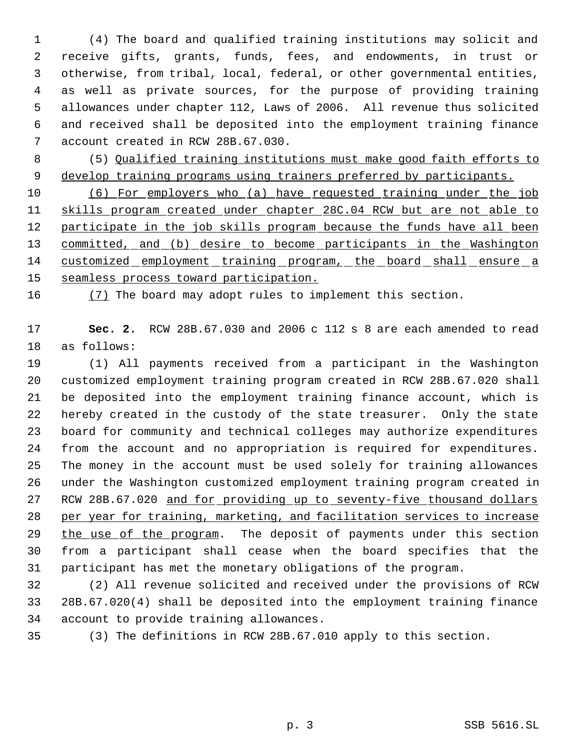(4) The board and qualified training institutions may solicit and receive gifts, grants, funds, fees, and endowments, in trust or otherwise, from tribal, local, federal, or other governmental entities, as well as private sources, for the purpose of providing training allowances under chapter 112, Laws of 2006. All revenue thus solicited and received shall be deposited into the employment training finance account created in RCW 28B.67.030.

(5) Qualified training institutions must make good faith efforts to develop training programs using trainers preferred by participants.

(6) For employers who (a) have requested training under the job skills program created under chapter 28C.04 RCW but are not able to participate in the job skills program because the funds have all been committed, and (b) desire to become participants in the Washington customized employment training program, the board shall ensure a seamless process toward participation.

(7) The board may adopt rules to implement this section.

**Sec. 2.** RCW 28B.67.030 and 2006 c 112 s 8 are each amended to read as follows:

(1) All payments received from a participant in the Washington customized employment training program created in RCW 28B.67.020 shall be deposited into the employment training finance account, which is hereby created in the custody of the state treasurer. Only the state board for community and technical colleges may authorize expenditures from the account and no appropriation is required for expenditures. The money in the account must be used solely for training allowances under the Washington customized employment training program created in RCW 28B.67.020 and for providing up to seventy-five thousand dollars per year for training, marketing, and facilitation services to increase the use of the program. The deposit of payments under this section from a participant shall cease when the board specifies that the participant has met the monetary obligations of the program.

(2) All revenue solicited and received under the provisions of RCW 28B.67.020(4) shall be deposited into the employment training finance account to provide training allowances.

(3) The definitions in RCW 28B.67.010 apply to this section.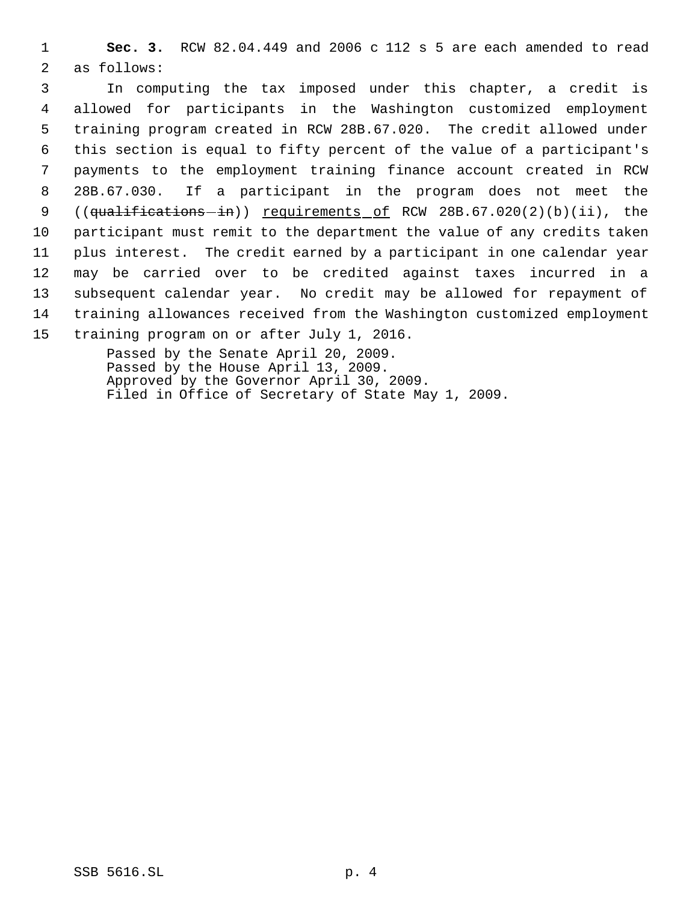**Sec. 3.** RCW 82.04.449 and 2006 c 112 s 5 are each amended to read as follows:

In computing the tax imposed under this chapter, a credit is allowed for participants in the Washington customized employment training program created in RCW 28B.67.020. The credit allowed under this section is equal to fifty percent of the value of a participant's payments to the employment training finance account created in RCW 28B.67.030. If a participant in the program does not meet the ((~~qualifications in~~)) requirements of RCW 28B.67.020(2)(b)(ii), the participant must remit to the department the value of any credits taken plus interest. The credit earned by a participant in one calendar year may be carried over to be credited against taxes incurred in a subsequent calendar year. No credit may be allowed for repayment of training allowances received from the Washington customized employment training program on or after July 1, 2016.

Passed by the Senate April 20, 2009.
Passed by the House April 13, 2009.
Approved by the Governor April 30, 2009.
Filed in Office of Secretary of State May 1, 2009.